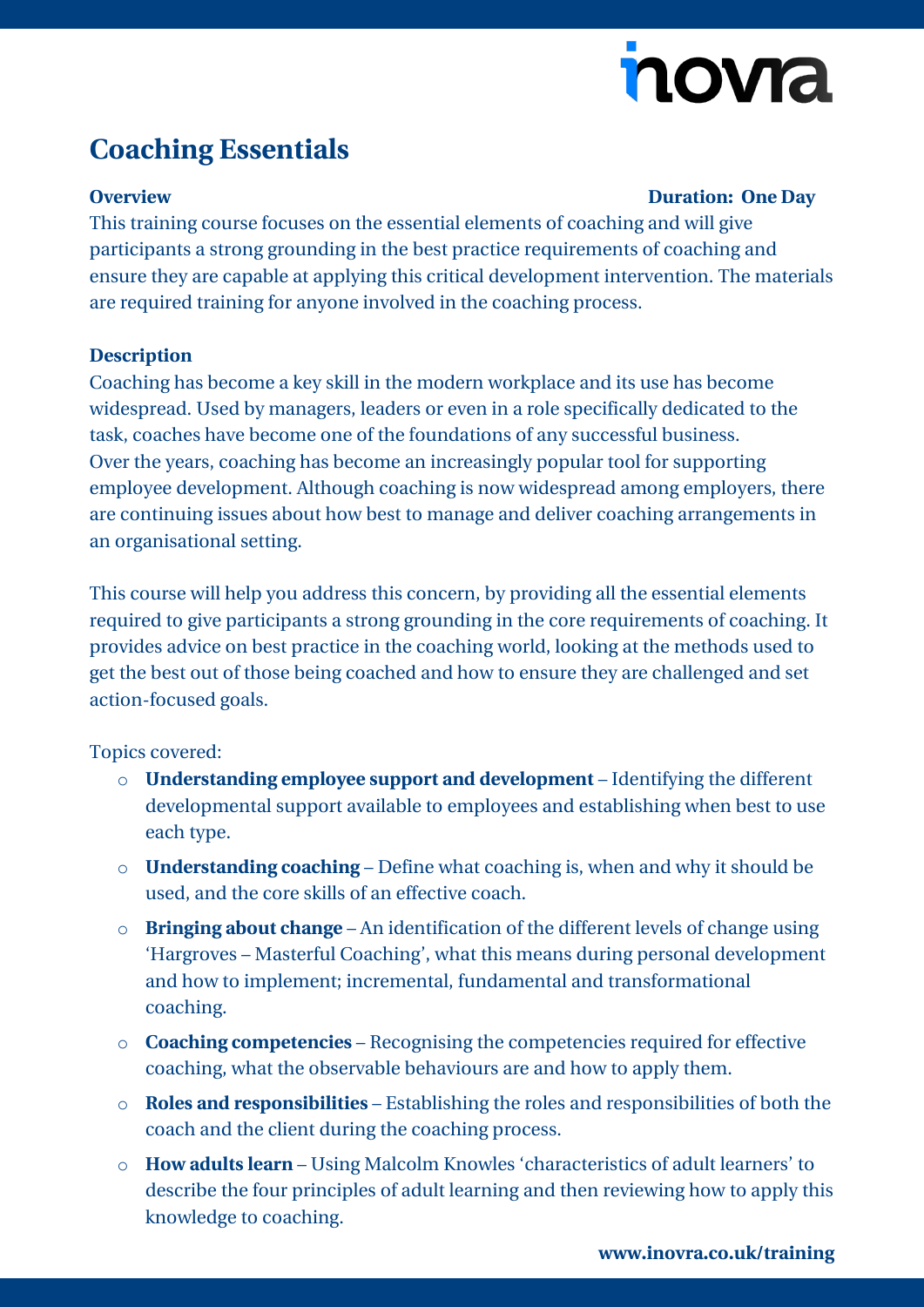# Coaching Essentials

**Overview** **Duration: One Day**

This training course focuses on the essential elements of coaching and will give participants a strong grounding in the best practice requirements of coaching and ensure they are capable at applying this critical development intervention. The materials are required training for anyone involved in the coaching process.

**Description**

Coaching has become a key skill in the modern workplace and its use has become widespread. Used by managers, leaders or even in a role specifically dedicated to the task, coaches have become one of the foundations of any successful business. Over the years, coaching has become an increasingly popular tool for supporting employee development. Although coaching is now widespread among employers, there are continuing issues about how best to manage and deliver coaching arrangements in an organisational setting.

This course will help you address this concern, by providing all the essential elements required to give participants a strong grounding in the core requirements of coaching. It provides advice on best practice in the coaching world, looking at the methods used to get the best out of those being coached and how to ensure they are challenged and set action-focused goals.

Topics covered:

- **Understanding employee support and development** – Identifying the different developmental support available to employees and establishing when best to use each type.
- **Understanding coaching** – Define what coaching is, when and why it should be used, and the core skills of an effective coach.
- **Bringing about change** – An identification of the different levels of change using 'Hargroves – Masterful Coaching', what this means during personal development and how to implement; incremental, fundamental and transformational coaching.
- **Coaching competencies** – Recognising the competencies required for effective coaching, what the observable behaviours are and how to apply them.
- **Roles and responsibilities** – Establishing the roles and responsibilities of both the coach and the client during the coaching process.
- **How adults learn** – Using Malcolm Knowles 'characteristics of adult learners' to describe the four principles of adult learning and then reviewing how to apply this knowledge to coaching.

**www.inovra.co.uk/training**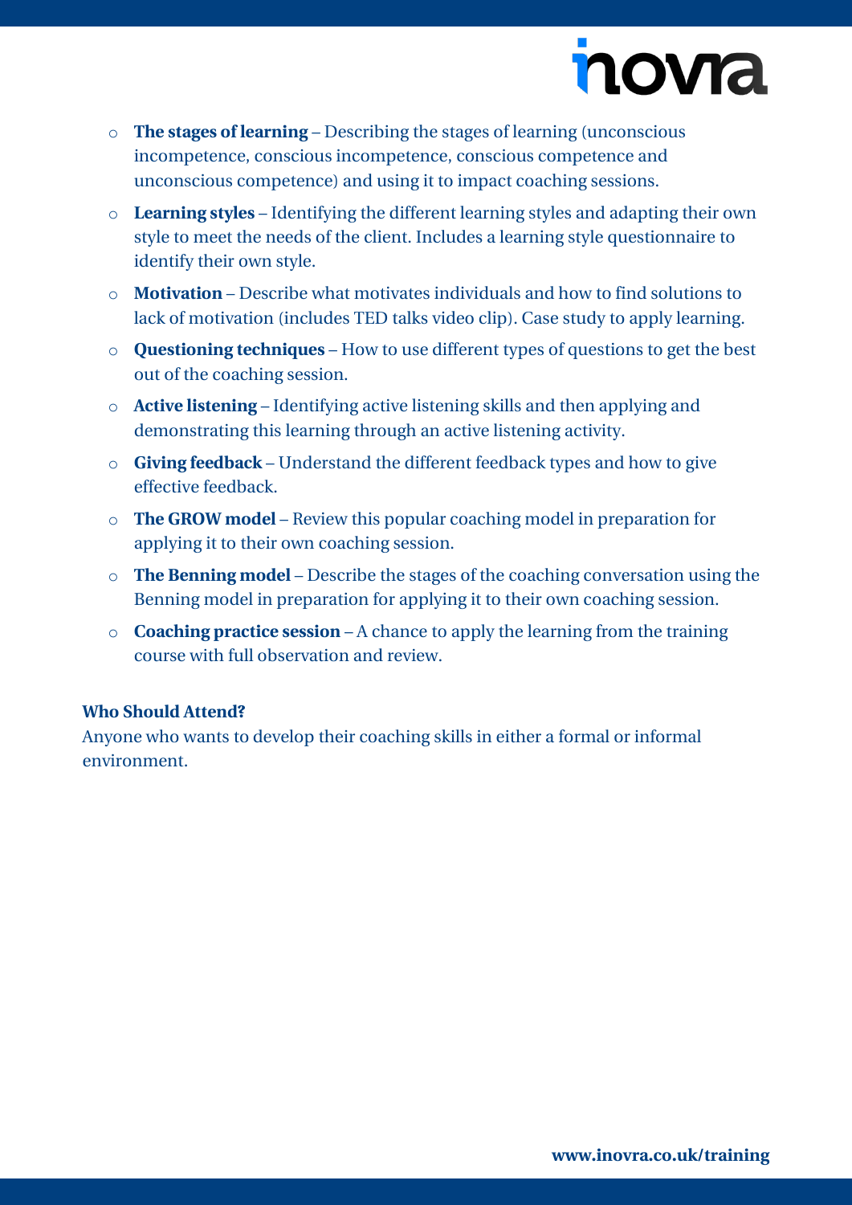- **The stages of learning** – Describing the stages of learning (unconscious incompetence, conscious incompetence, conscious competence and unconscious competence) and using it to impact coaching sessions.
- **Learning styles** – Identifying the different learning styles and adapting their own style to meet the needs of the client. Includes a learning style questionnaire to identify their own style.
- **Motivation** – Describe what motivates individuals and how to find solutions to lack of motivation (includes TED talks video clip). Case study to apply learning.
- **Questioning techniques** – How to use different types of questions to get the best out of the coaching session.
- **Active listening** – Identifying active listening skills and then applying and demonstrating this learning through an active listening activity.
- **Giving feedback** – Understand the different feedback types and how to give effective feedback.
- **The GROW model** – Review this popular coaching model in preparation for applying it to their own coaching session.
- **The Benning model** – Describe the stages of the coaching conversation using the Benning model in preparation for applying it to their own coaching session.
- **Coaching practice session** – A chance to apply the learning from the training course with full observation and review.

**Who Should Attend?**

Anyone who wants to develop their coaching skills in either a formal or informal environment.